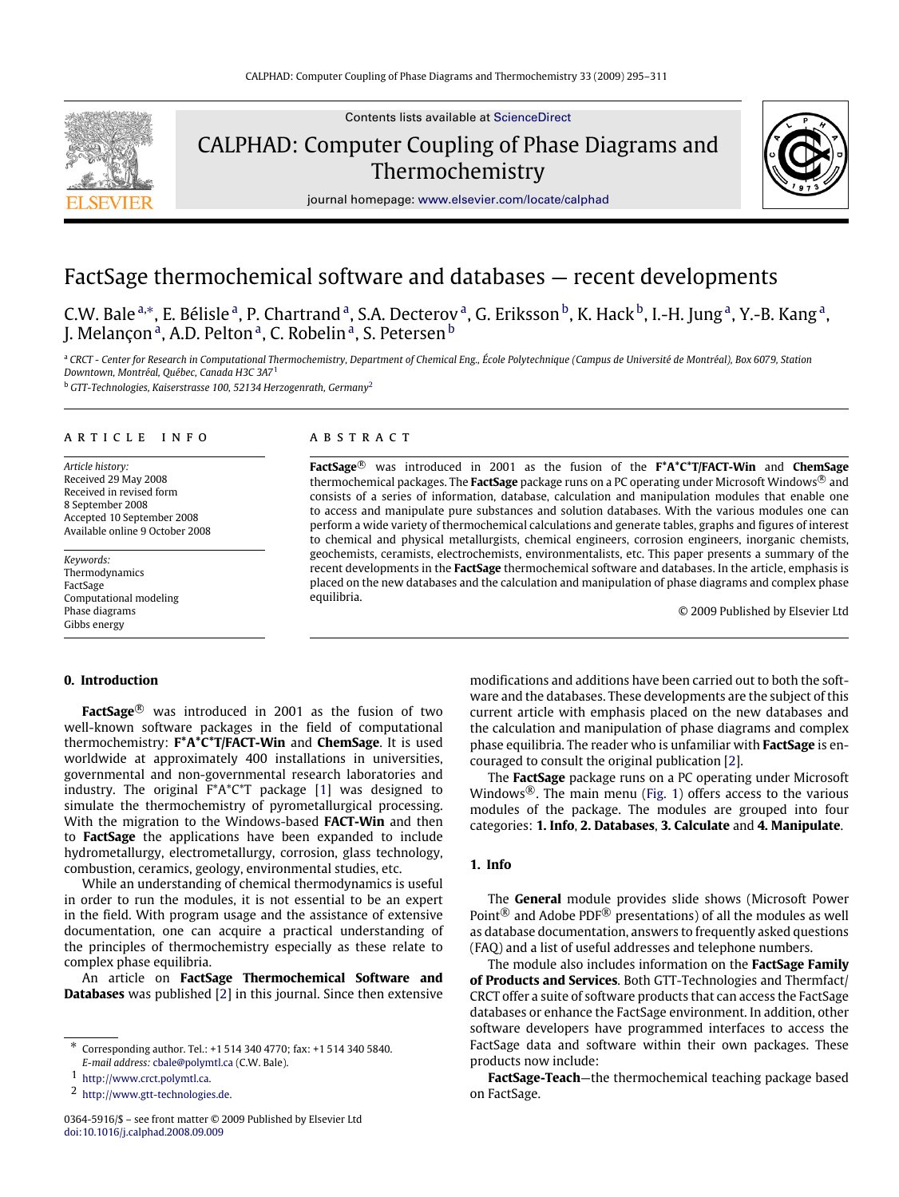Contents lists available at ScienceDirect

# CALPHAD: Computer Coupling of Phase Diagrams and Thermochemistry

journal homepage: www.elsevier.com/locate/calphad

# FactSage thermochemical software and databases — recent developments

C.W. Bale [a,*], E. Bélisle [a], P. Chartrand [a], S.A. Decterov [a], G. Eriksson [b], K. Hack [b], I.-H. Jung [a], Y.-B. Kang [a], J. Melançon [a], A.D. Pelton [a], C. Robelin [a], S. Petersen [b]

[a] CRCT - Center for Research in Computational Thermochemistry, Department of Chemical Eng., École Polytechnique (Campus de Université de Montréal), Box 6079, Station Downtown, Montréal, Québec, Canada H3C 3A7 [1]

[b] GTT-Technologies, Kaiserstrasse 100, 52134 Herzogenrath, Germany [2]

**ARTICLE INFO**

*Article history:*
Received 29 May 2008
Received in revised form
8 September 2008
Accepted 10 September 2008
Available online 9 October 2008

*Keywords:*
Thermodynamics
FactSage
Computational modeling
Phase diagrams
Gibbs energy

**ABSTRACT**

**FactSage**® was introduced in 2001 as the fusion of the **F*A*C*T/FACT-Win** and **ChemSage** thermochemical packages. The **FactSage** package runs on a PC operating under Microsoft Windows® and consists of a series of information, database, calculation and manipulation modules that enable one to access and manipulate pure substances and solution databases. With the various modules one can perform a wide variety of thermochemical calculations and generate tables, graphs and figures of interest to chemical and physical metallurgists, chemical engineers, corrosion engineers, inorganic chemists, geochemists, ceramists, electrochemists, environmentalists, etc. This paper presents a summary of the recent developments in the **FactSage** thermochemical software and databases. In the article, emphasis is placed on the new databases and the calculation and manipulation of phase diagrams and complex phase equilibria.

© 2009 Published by Elsevier Ltd

## 0. Introduction

**FactSage**® was introduced in 2001 as the fusion of two well-known software packages in the field of computational thermochemistry: **F*A*C*T/FACT-Win** and **ChemSage**. It is used worldwide at approximately 400 installations in universities, governmental and non-governmental research laboratories and industry. The original F*A*C*T package [1] was designed to simulate the thermochemistry of pyrometallurgical processing. With the migration to the Windows-based **FACT-Win** and then to **FactSage** the applications have been expanded to include hydrometallurgy, electrometallurgy, corrosion, glass technology, combustion, ceramics, geology, environmental studies, etc.

While an understanding of chemical thermodynamics is useful in order to run the modules, it is not essential to be an expert in the field. With program usage and the assistance of extensive documentation, one can acquire a practical understanding of the principles of thermochemistry especially as these relate to complex phase equilibria.

An article on **FactSage Thermochemical Software and Databases** was published [2] in this journal. Since then extensive modifications and additions have been carried out to both the software and the databases. These developments are the subject of this current article with emphasis placed on the new databases and the calculation and manipulation of phase diagrams and complex phase equilibria. The reader who is unfamiliar with **FactSage** is encouraged to consult the original publication [2].

The **FactSage** package runs on a PC operating under Microsoft Windows®. The main menu (Fig. 1) offers access to the various modules of the package. The modules are grouped into four categories: **1. Info**, **2. Databases**, **3. Calculate** and **4. Manipulate**.

## 1. Info

The **General** module provides slide shows (Microsoft Power Point® and Adobe PDF® presentations) of all the modules as well as database documentation, answers to frequently asked questions (FAQ) and a list of useful addresses and telephone numbers.

The module also includes information on the **FactSage Family of Products and Services**. Both GTT-Technologies and Thermfact/CRCT offer a suite of software products that can access the FactSage databases or enhance the FactSage environment. In addition, other software developers have programmed interfaces to access the FactSage data and software within their own packages. These products now include:

**FactSage-Teach**—the thermochemical teaching package based on FactSage.

---

* Corresponding author. Tel.: +1 514 340 4770; fax: +1 514 340 5840. *E-mail address:* cbale@polymtl.ca (C.W. Bale).

[1] http://www.crct.polymtl.ca.

[2] http://www.gtt-technologies.de.

0364-5916/$ – see front matter © 2009 Published by Elsevier Ltd
doi:10.1016/j.calphad.2008.09.009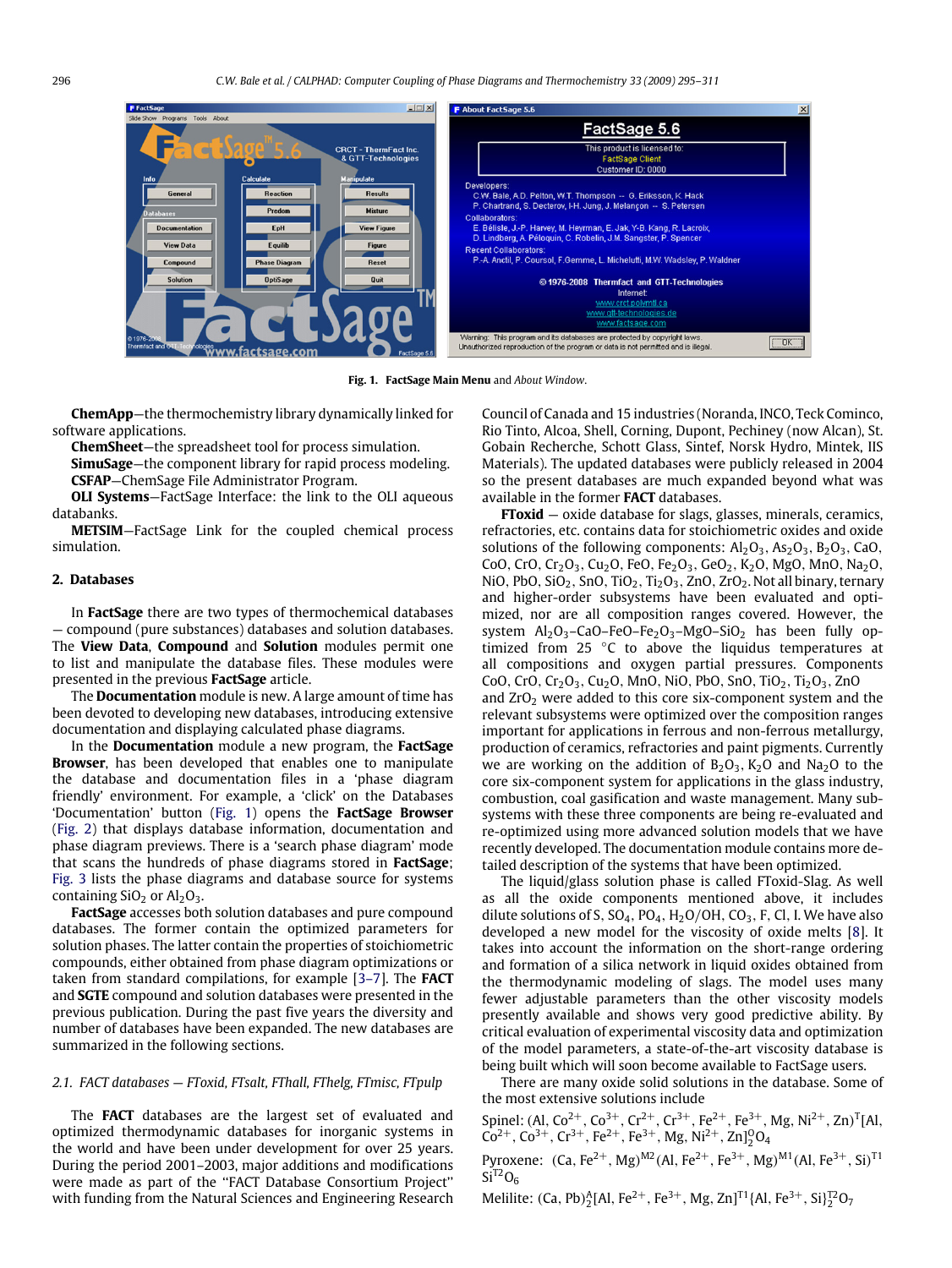Fig. 1. **FactSage Main Menu** and *About Window*.

**ChemApp**—the thermochemistry library dynamically linked for software applications.

**ChemSheet**—the spreadsheet tool for process simulation.

**SimuSage**—the component library for rapid process modeling.

**CSFAP**—ChemSage File Administrator Program.

**OLI Systems**—FactSage Interface: the link to the OLI aqueous databanks.

**METSIM**—FactSage Link for the coupled chemical process simulation.

## 2. Databases

In **FactSage** there are two types of thermochemical databases — compound (pure substances) databases and solution databases. The **View Data**, **Compound** and **Solution** modules permit one to list and manipulate the database files. These modules were presented in the previous **FactSage** article.

The **Documentation** module is new. A large amount of time has been devoted to developing new databases, introducing extensive documentation and displaying calculated phase diagrams.

In the **Documentation** module a new program, the **FactSage Browser**, has been developed that enables one to manipulate the database and documentation files in a 'phase diagram friendly' environment. For example, a 'click' on the Databases 'Documentation' button (Fig. 1) opens the **FactSage Browser** (Fig. 2) that displays database information, documentation and phase diagram previews. There is a 'search phase diagram' mode that scans the hundreds of phase diagrams stored in **FactSage**; Fig. 3 lists the phase diagrams and database source for systems containing $SiO_2$ or $Al_2O_3$.

**FactSage** accesses both solution databases and pure compound databases. The former contain the optimized parameters for solution phases. The latter contain the properties of stoichiometric compounds, either obtained from phase diagram optimizations or taken from standard compilations, for example [3–7]. The **FACT** and **SGTE** compound and solution databases were presented in the previous publication. During the past five years the diversity and number of databases have been expanded. The new databases are summarized in the following sections.

### *2.1. FACT databases — FToxid, FTsalt, FThall, FThelg, FTmisc, FTpulp*

The **FACT** databases are the largest set of evaluated and optimized thermodynamic databases for inorganic systems in the world and have been under development for over 25 years. During the period 2001–2003, major additions and modifications were made as part of the "FACT Database Consortium Project" with funding from the Natural Sciences and Engineering Research Council of Canada and 15 industries (Noranda, INCO, Teck Cominco, Rio Tinto, Alcoa, Shell, Corning, Dupont, Pechiney (now Alcan), St. Gobain Recherche, Schott Glass, Sintef, Norsk Hydro, Mintek, IIS Materials). The updated databases were publicly released in 2004 so the present databases are much expanded beyond what was available in the former **FACT** databases.

**FToxid** — oxide database for slags, glasses, minerals, ceramics, refractories, etc. contains data for stoichiometric oxides and oxide solutions of the following components: $Al_2O_3$, $As_2O_3$, $B_2O_3$, CaO, CoO, CrO, $Cr_2O_3$, $Cu_2O$, FeO, $Fe_2O_3$, $GeO_2$, $K_2O$, MgO, MnO, $Na_2O$, NiO, PbO, $SiO_2$, SnO, $TiO_2$, $Ti_2O_3$, ZnO, $ZrO_2$. Not all binary, ternary and higher-order subsystems have been evaluated and optimized, nor are all composition ranges covered. However, the system $Al_2O_3$–CaO–FeO–$Fe_2O_3$–MgO–$SiO_2$ has been fully optimized from 25 °C to above the liquidus temperatures at all compositions and oxygen partial pressures. Components CoO, CrO, $Cr_2O_3$, $Cu_2O$, MnO, NiO, PbO, SnO, $TiO_2$, $Ti_2O_3$, ZnO and $ZrO_2$ were added to this core six-component system and the relevant subsystems were optimized over the composition ranges important for applications in ferrous and non-ferrous metallurgy, production of ceramics, refractories and paint pigments. Currently we are working on the addition of $B_2O_3$, $K_2O$ and $Na_2O$ to the core six-component system for applications in the glass industry, combustion, coal gasification and waste management. Many subsystems with these three components are being re-evaluated and re-optimized using more advanced solution models that we have recently developed. The documentation module contains more detailed description of the systems that have been optimized.

The liquid/glass solution phase is called FToxid-Slag. As well as all the oxide components mentioned above, it includes dilute solutions of S, $SO_4$, $PO_4$, $H_2O$/OH, $CO_3$, F, Cl, I. We have also developed a new model for the viscosity of oxide melts [8]. It takes into account the information on the short-range ordering and formation of a silica network in liquid oxides obtained from the thermodynamic modeling of slags. The model uses many fewer adjustable parameters than the other viscosity models presently available and shows very good predictive ability. By critical evaluation of experimental viscosity data and optimization of the model parameters, a state-of-the-art viscosity database is being built which will soon become available to FactSage users.

There are many oxide solid solutions in the database. Some of the most extensive solutions include

Spinel: $(Al, Co^{2+}, Co^{3+}, Cr^{2+}, Cr^{3+}, Fe^{2+}, Fe^{3+}, Mg, Ni^{2+}, Zn)^{T}[Al, Co^{2+}, Co^{3+}, Cr^{3+}, Fe^{2+}, Fe^{3+}, Mg, Ni^{2+}, Zn]_2^{O}O_4$

Pyroxene: $(Ca, Fe^{2+}, Mg)^{M2}(Al, Fe^{2+}, Fe^{3+}, Mg)^{M1}(Al, Fe^{3+}, Si)^{T1}Si^{T2}O_6$

Melilite: $(Ca, Pb)_2^{A}[Al, Fe^{2+}, Fe^{3+}, Mg, Zn]^{T1}\{Al, Fe^{3+}, Si\}_2^{T2}O_7$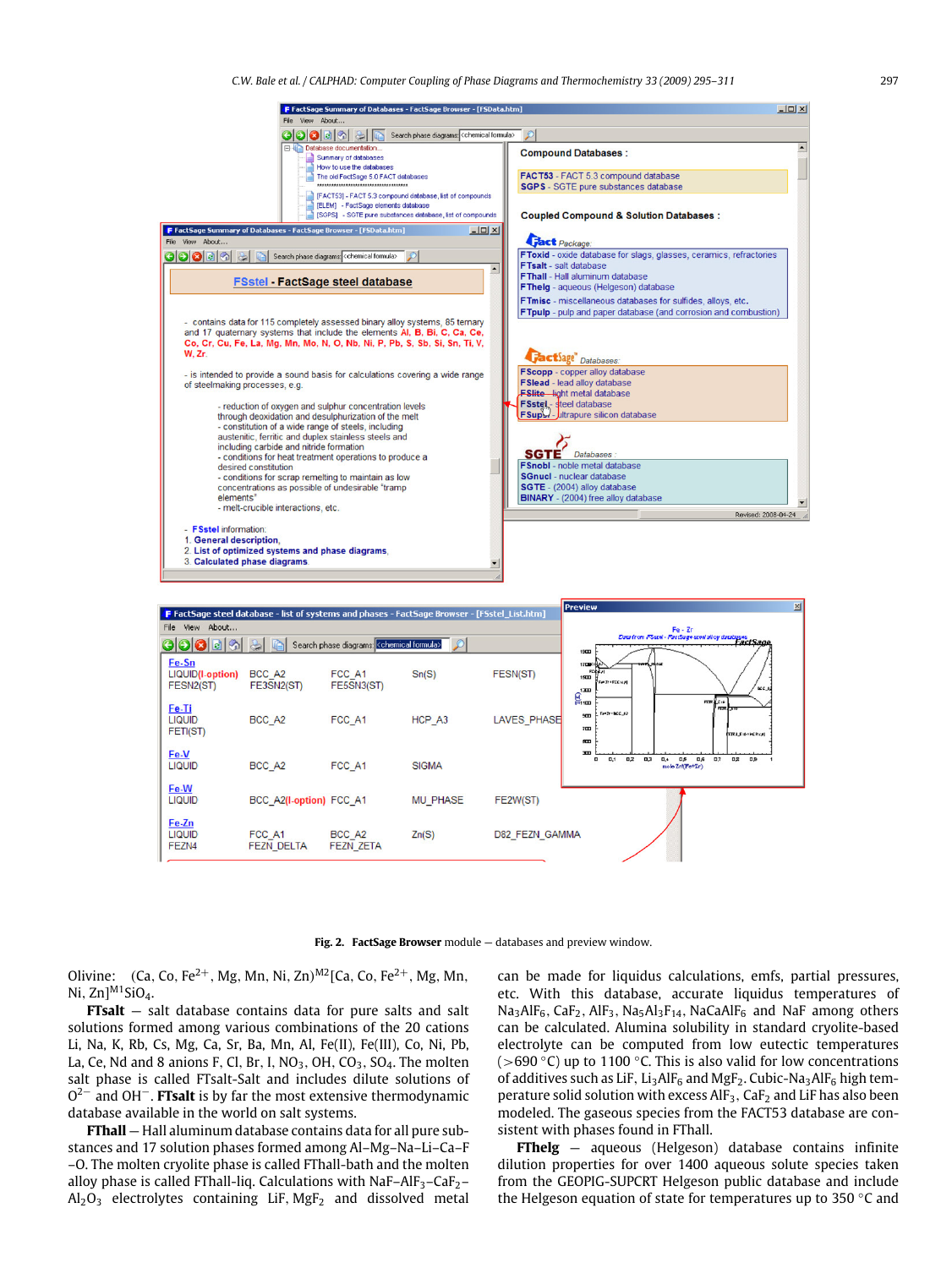**Fig. 2. FactSage Browser** module — databases and preview window.

Olivine: (Ca, Co, $Fe^{2+}$, Mg, Mn, Ni, Zn)$^{M2}$[Ca, Co, $Fe^{2+}$, Mg, Mn, Ni, Zn]$^{M1}$$SiO_4$.

**FTsalt** — salt database contains data for pure salts and salt solutions formed among various combinations of the 20 cations Li, Na, K, Rb, Cs, Mg, Ca, Sr, Ba, Mn, Al, Fe(II), Fe(III), Co, Ni, Pb, La, Ce, Nd and 8 anions F, Cl, Br, I, $NO_3$, OH, $CO_3$, $SO_4$. The molten salt phase is called FTsalt-Salt and includes dilute solutions of $O^{2-}$ and $OH^-$. **FTsalt** is by far the most extensive thermodynamic database available in the world on salt systems.

**FThall** — Hall aluminum database contains data for all pure substances and 17 solution phases formed among Al–Mg–Na–Li–Ca–F–O. The molten cryolite phase is called FThall-bath and the molten alloy phase is called FThall-liq. Calculations with NaF–$AlF_3$–$CaF_2$–$Al_2O_3$ electrolytes containing LiF, $MgF_2$ and dissolved metal can be made for liquidus calculations, emfs, partial pressures, etc. With this database, accurate liquidus temperatures of $Na_3AlF_6$, $CaF_2$, $AlF_3$, $Na_5Al_3F_{14}$, $NaCaAlF_6$ and NaF among others can be calculated. Alumina solubility in standard cryolite-based electrolyte can be computed from low eutectic temperatures (>690 °C) up to 1100 °C. This is also valid for low concentrations of additives such as LiF, $Li_3AlF_6$ and $MgF_2$. Cubic-$Na_3AlF_6$ high temperature solid solution with excess $AlF_3$, $CaF_2$ and LiF has also been modeled. The gaseous species from the FACT53 database are consistent with phases found in FThall.

**FThelg** — aqueous (Helgeson) database contains infinite dilution properties for over 1400 aqueous solute species taken from the GEOPIG-SUPCRT Helgeson public database and include the Helgeson equation of state for temperatures up to 350 °C and